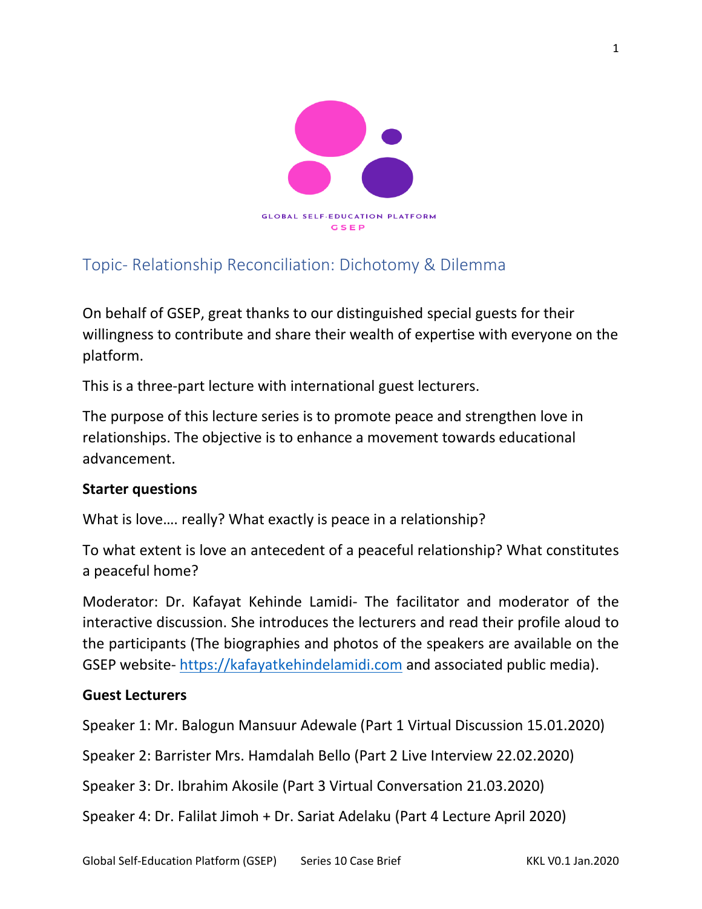GLOBAL SELF-EDUCATION PLATFORM
GSEP

## Topic- Relationship Reconciliation: Dichotomy & Dilemma

On behalf of GSEP, great thanks to our distinguished special guests for their willingness to contribute and share their wealth of expertise with everyone on the platform.

This is a three-part lecture with international guest lecturers.

The purpose of this lecture series is to promote peace and strengthen love in relationships. The objective is to enhance a movement towards educational advancement.

**Starter questions**

What is love…. really? What exactly is peace in a relationship?

To what extent is love an antecedent of a peaceful relationship? What constitutes a peaceful home?

Moderator: Dr. Kafayat Kehinde Lamidi- The facilitator and moderator of the interactive discussion. She introduces the lecturers and read their profile aloud to the participants (The biographies and photos of the speakers are available on the GSEP website- https://kafayatkehindelamidi.com and associated public media).

**Guest Lecturers**

Speaker 1: Mr. Balogun Mansuur Adewale (Part 1 Virtual Discussion 15.01.2020)

Speaker 2: Barrister Mrs. Hamdalah Bello (Part 2 Live Interview 22.02.2020)

Speaker 3: Dr. Ibrahim Akosile (Part 3 Virtual Conversation 21.03.2020)

Speaker 4: Dr. Falilat Jimoh + Dr. Sariat Adelaku (Part 4 Lecture April 2020)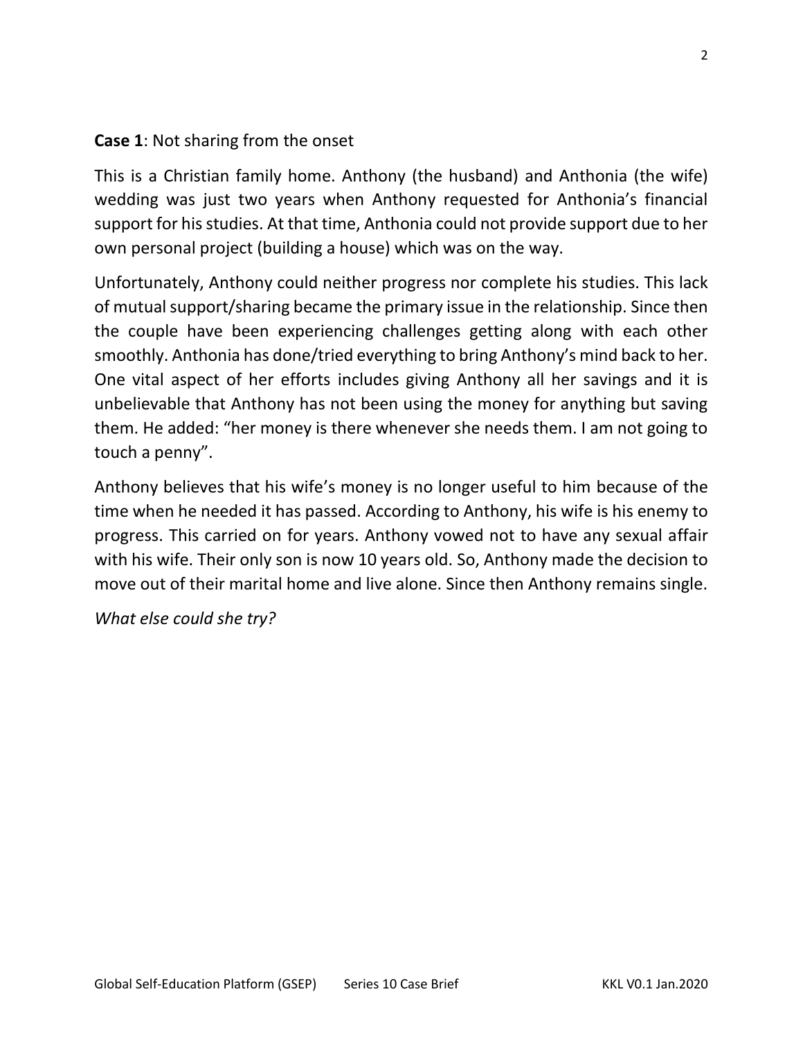**Case 1**: Not sharing from the onset

This is a Christian family home. Anthony (the husband) and Anthonia (the wife) wedding was just two years when Anthony requested for Anthonia's financial support for his studies. At that time, Anthonia could not provide support due to her own personal project (building a house) which was on the way.

Unfortunately, Anthony could neither progress nor complete his studies. This lack of mutual support/sharing became the primary issue in the relationship. Since then the couple have been experiencing challenges getting along with each other smoothly. Anthonia has done/tried everything to bring Anthony's mind back to her. One vital aspect of her efforts includes giving Anthony all her savings and it is unbelievable that Anthony has not been using the money for anything but saving them. He added: "her money is there whenever she needs them. I am not going to touch a penny".

Anthony believes that his wife's money is no longer useful to him because of the time when he needed it has passed. According to Anthony, his wife is his enemy to progress. This carried on for years. Anthony vowed not to have any sexual affair with his wife. Their only son is now 10 years old. So, Anthony made the decision to move out of their marital home and live alone. Since then Anthony remains single.

*What else could she try?*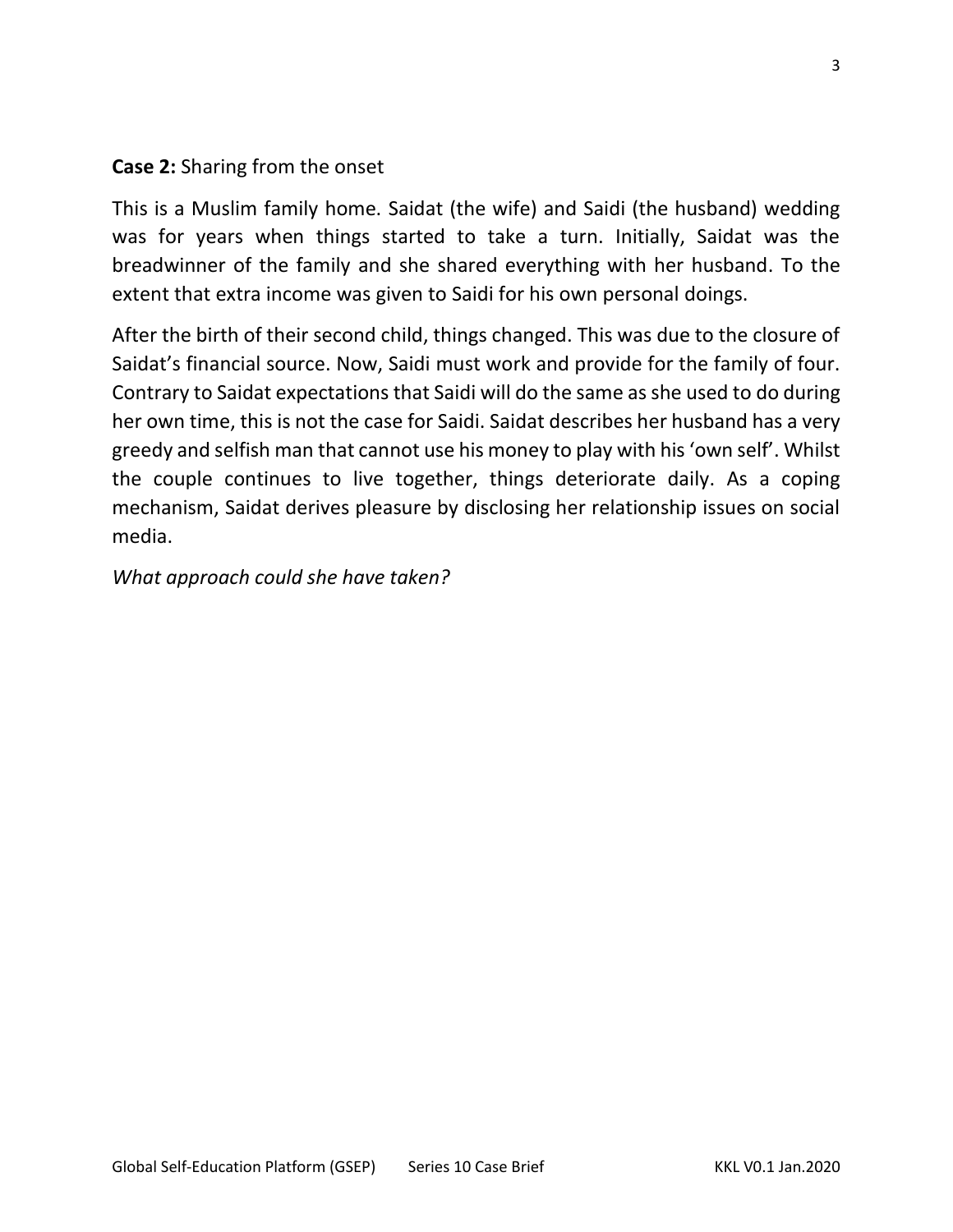**Case 2:** Sharing from the onset

This is a Muslim family home. Saidat (the wife) and Saidi (the husband) wedding was for years when things started to take a turn. Initially, Saidat was the breadwinner of the family and she shared everything with her husband. To the extent that extra income was given to Saidi for his own personal doings.

After the birth of their second child, things changed. This was due to the closure of Saidat's financial source. Now, Saidi must work and provide for the family of four. Contrary to Saidat expectations that Saidi will do the same as she used to do during her own time, this is not the case for Saidi. Saidat describes her husband has a very greedy and selfish man that cannot use his money to play with his 'own self'. Whilst the couple continues to live together, things deteriorate daily. As a coping mechanism, Saidat derives pleasure by disclosing her relationship issues on social media.

*What approach could she have taken?*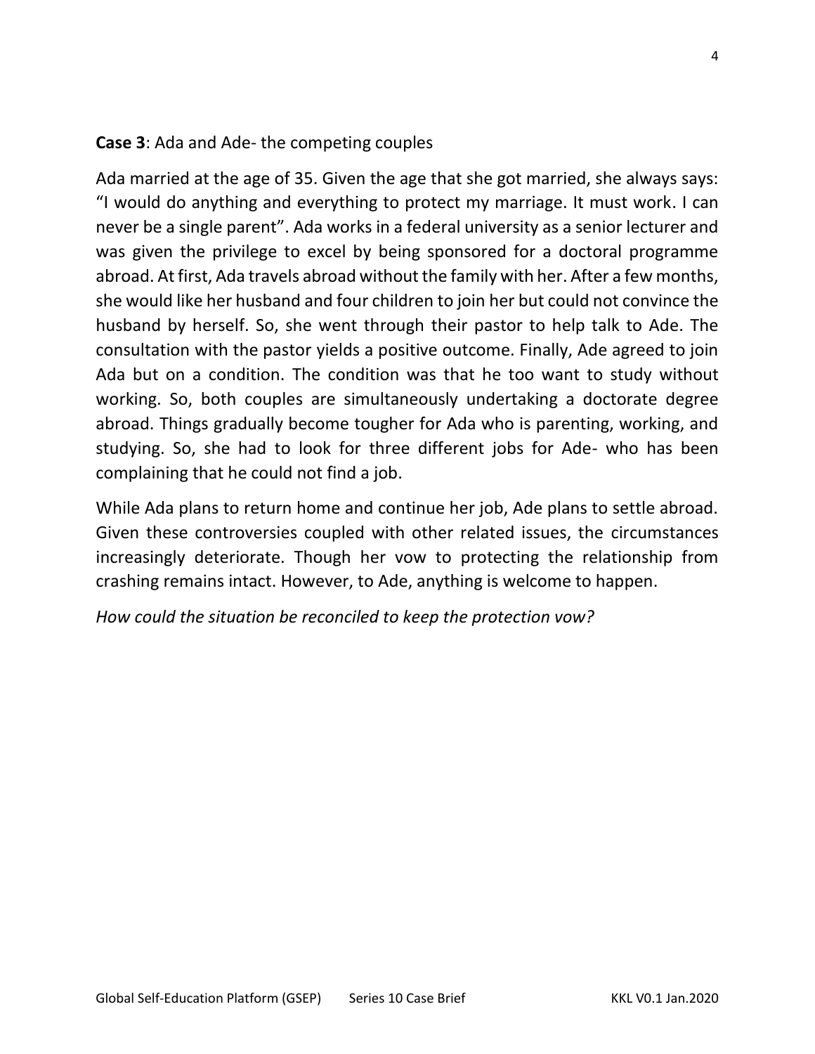**Case 3**: Ada and Ade- the competing couples

Ada married at the age of 35. Given the age that she got married, she always says: "I would do anything and everything to protect my marriage. It must work. I can never be a single parent". Ada works in a federal university as a senior lecturer and was given the privilege to excel by being sponsored for a doctoral programme abroad. At first, Ada travels abroad without the family with her. After a few months, she would like her husband and four children to join her but could not convince the husband by herself. So, she went through their pastor to help talk to Ade. The consultation with the pastor yields a positive outcome. Finally, Ade agreed to join Ada but on a condition. The condition was that he too want to study without working. So, both couples are simultaneously undertaking a doctorate degree abroad. Things gradually become tougher for Ada who is parenting, working, and studying. So, she had to look for three different jobs for Ade- who has been complaining that he could not find a job.

While Ada plans to return home and continue her job, Ade plans to settle abroad. Given these controversies coupled with other related issues, the circumstances increasingly deteriorate. Though her vow to protecting the relationship from crashing remains intact. However, to Ade, anything is welcome to happen.

*How could the situation be reconciled to keep the protection vow?*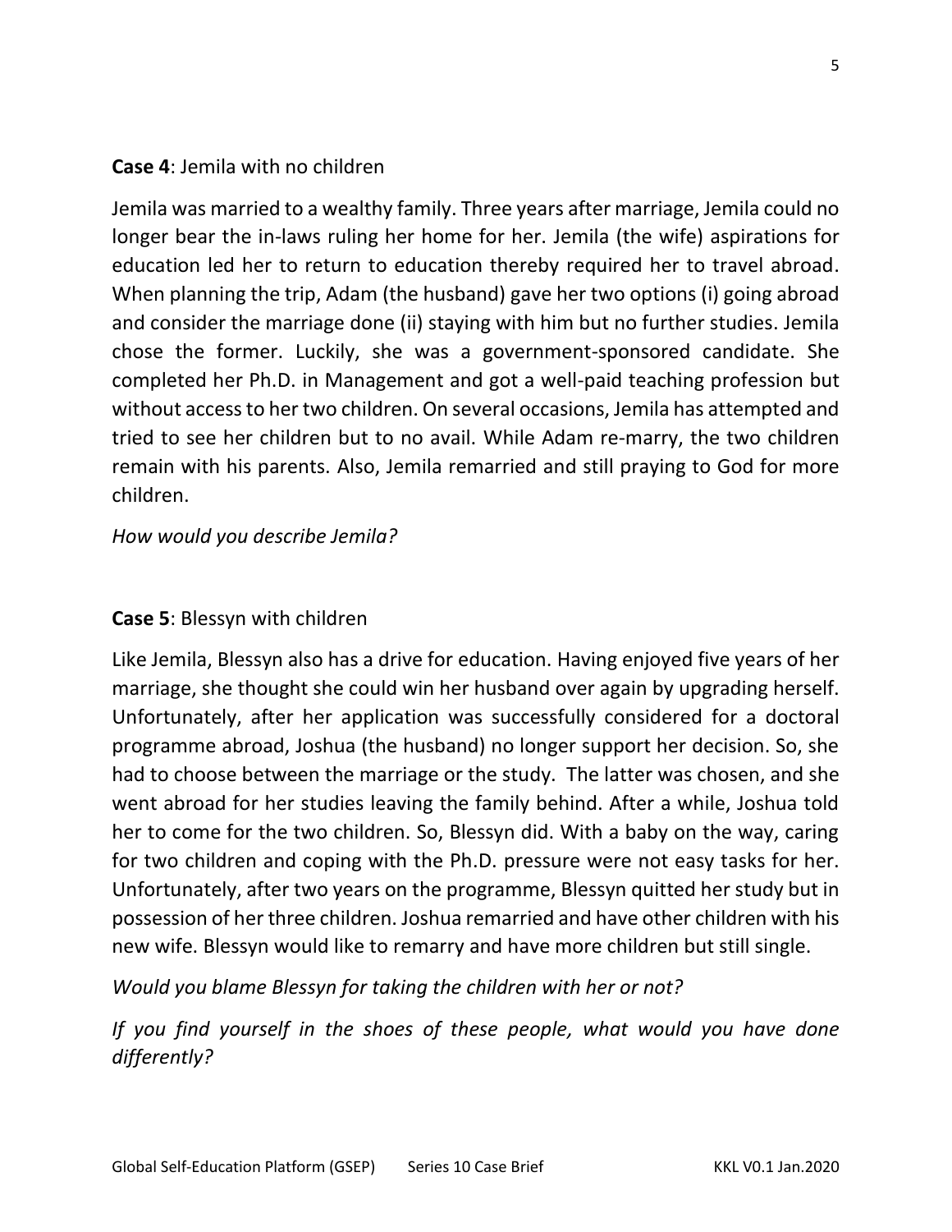**Case 4**: Jemila with no children

Jemila was married to a wealthy family. Three years after marriage, Jemila could no longer bear the in-laws ruling her home for her. Jemila (the wife) aspirations for education led her to return to education thereby required her to travel abroad. When planning the trip, Adam (the husband) gave her two options (i) going abroad and consider the marriage done (ii) staying with him but no further studies. Jemila chose the former. Luckily, she was a government-sponsored candidate. She completed her Ph.D. in Management and got a well-paid teaching profession but without access to her two children. On several occasions, Jemila has attempted and tried to see her children but to no avail. While Adam re-marry, the two children remain with his parents. Also, Jemila remarried and still praying to God for more children.

*How would you describe Jemila?*

**Case 5**: Blessyn with children

Like Jemila, Blessyn also has a drive for education. Having enjoyed five years of her marriage, she thought she could win her husband over again by upgrading herself. Unfortunately, after her application was successfully considered for a doctoral programme abroad, Joshua (the husband) no longer support her decision. So, she had to choose between the marriage or the study. The latter was chosen, and she went abroad for her studies leaving the family behind. After a while, Joshua told her to come for the two children. So, Blessyn did. With a baby on the way, caring for two children and coping with the Ph.D. pressure were not easy tasks for her. Unfortunately, after two years on the programme, Blessyn quitted her study but in possession of her three children. Joshua remarried and have other children with his new wife. Blessyn would like to remarry and have more children but still single.

*Would you blame Blessyn for taking the children with her or not?*

*If you find yourself in the shoes of these people, what would you have done differently?*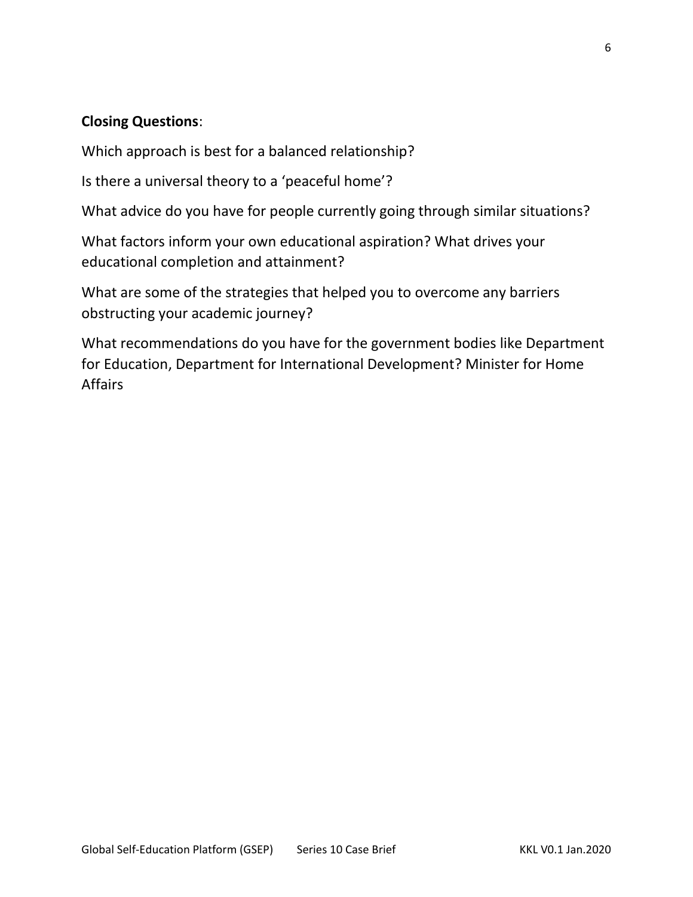**Closing Questions**:

Which approach is best for a balanced relationship?

Is there a universal theory to a 'peaceful home'?

What advice do you have for people currently going through similar situations?

What factors inform your own educational aspiration? What drives your educational completion and attainment?

What are some of the strategies that helped you to overcome any barriers obstructing your academic journey?

What recommendations do you have for the government bodies like Department for Education, Department for International Development? Minister for Home Affairs